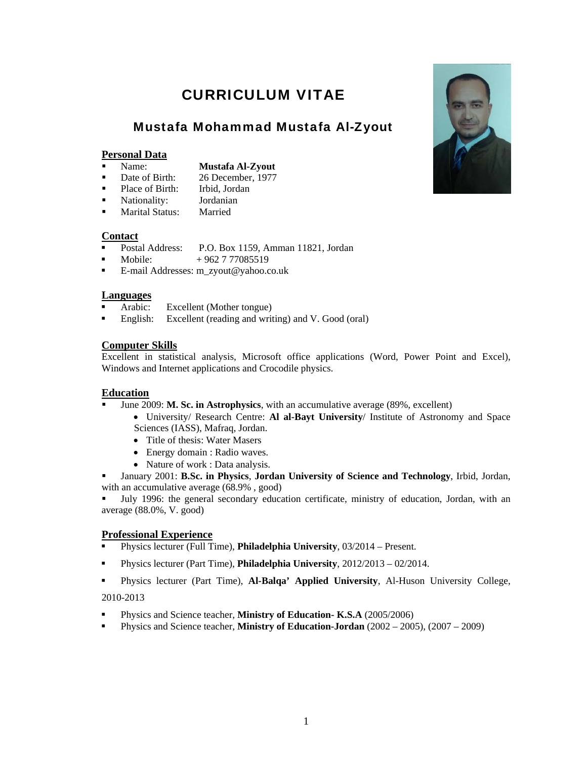# CURRICULUM VITAE

## Mustafa Mohammad Mustafa Al-Zyout

### Personal Data

- Name: **Mustafa Al-Zyout**
- Date of Birth: 26 December, 1977
- Place of Birth: Irbid, Jordan
- Nationality: Jordanian
- Marital Status: Married

### Contact

- Postal Address: P.O. Box 1159, Amman 11821, Jordan
- Mobile: + 962 7 77085519
- E-mail Addresses: m_zyout@yahoo.co.uk

### Languages

- Arabic: Excellent (Mother tongue)
- English: Excellent (reading and writing) and V. Good (oral)

### Computer Skills

Excellent in statistical analysis, Microsoft office applications (Word, Power Point and Excel), Windows and Internet applications and Crocodile physics.

### Education

- June 2009: **M. Sc. in Astrophysics**, with an accumulative average (89%, excellent)
  - University/ Research Centre: **Al al-Bayt University**/ Institute of Astronomy and Space Sciences (IASS), Mafraq, Jordan.
  - Title of thesis: Water Masers
  - Energy domain : Radio waves.
  - Nature of work : Data analysis.
- January 2001: **B.Sc. in Physics**, **Jordan University of Science and Technology**, Irbid, Jordan, with an accumulative average (68.9% , good)
- July 1996: the general secondary education certificate, ministry of education, Jordan, with an average (88.0%, V. good)

### Professional Experience

- Physics lecturer (Full Time), **Philadelphia University**, 03/2014 – Present.
- Physics lecturer (Part Time), **Philadelphia University**, 2012/2013 – 02/2014.
- Physics lecturer (Part Time), **Al-Balqa' Applied University**, Al-Huson University College, 2010-2013
- Physics and Science teacher, **Ministry of Education- K.S.A** (2005/2006)
- Physics and Science teacher, **Ministry of Education-Jordan** (2002 – 2005), (2007 – 2009)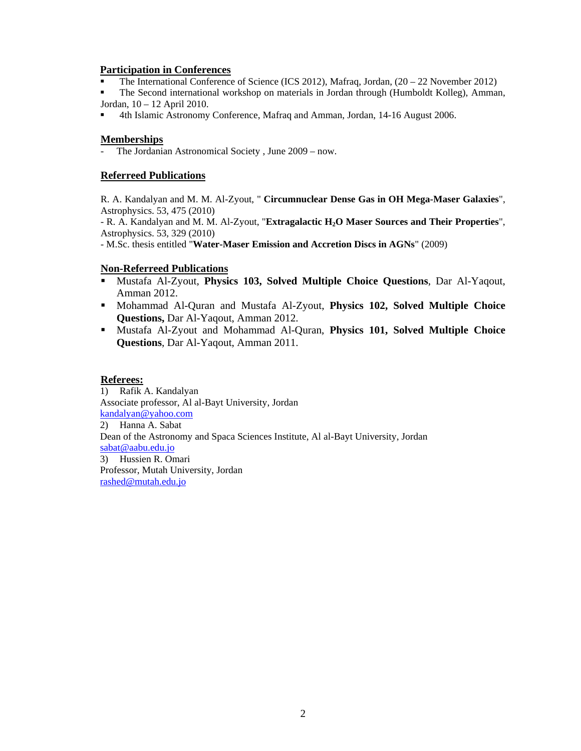## Participation in Conferences

- The International Conference of Science (ICS 2012), Mafraq, Jordan, (20 – 22 November 2012)
- The Second international workshop on materials in Jordan through (Humboldt Kolleg), Amman, Jordan, 10 – 12 April 2010.
- 4th Islamic Astronomy Conference, Mafraq and Amman, Jordan, 14-16 August 2006.

## Memberships

- The Jordanian Astronomical Society , June 2009 – now.

## Referreed Publications

R. A. Kandalyan and M. M. Al-Zyout, " **Circumnuclear Dense Gas in OH Mega-Maser Galaxies**", Astrophysics. 53, 475 (2010)

- R. A. Kandalyan and M. M. Al-Zyout, "**Extragalactic $H_2O$ Maser Sources and Their Properties**", Astrophysics. 53, 329 (2010)

- M.Sc. thesis entitled "**Water-Maser Emission and Accretion Discs in AGNs**" (2009)

## Non-Referreed Publications

- Mustafa Al-Zyout, **Physics 103, Solved Multiple Choice Questions**, Dar Al-Yaqout, Amman 2012.
- Mohammad Al-Quran and Mustafa Al-Zyout, **Physics 102, Solved Multiple Choice Questions,** Dar Al-Yaqout, Amman 2012.
- Mustafa Al-Zyout and Mohammad Al-Quran, **Physics 101, Solved Multiple Choice Questions**, Dar Al-Yaqout, Amman 2011.

## Referees:

1) Rafik A. Kandalyan
Associate professor, Al al-Bayt University, Jordan
kandalyan@yahoo.com

2) Hanna A. Sabat
Dean of the Astronomy and Spaca Sciences Institute, Al al-Bayt University, Jordan
sabat@aabu.edu.jo

3) Hussien R. Omari
Professor, Mutah University, Jordan
rashed@mutah.edu.jo